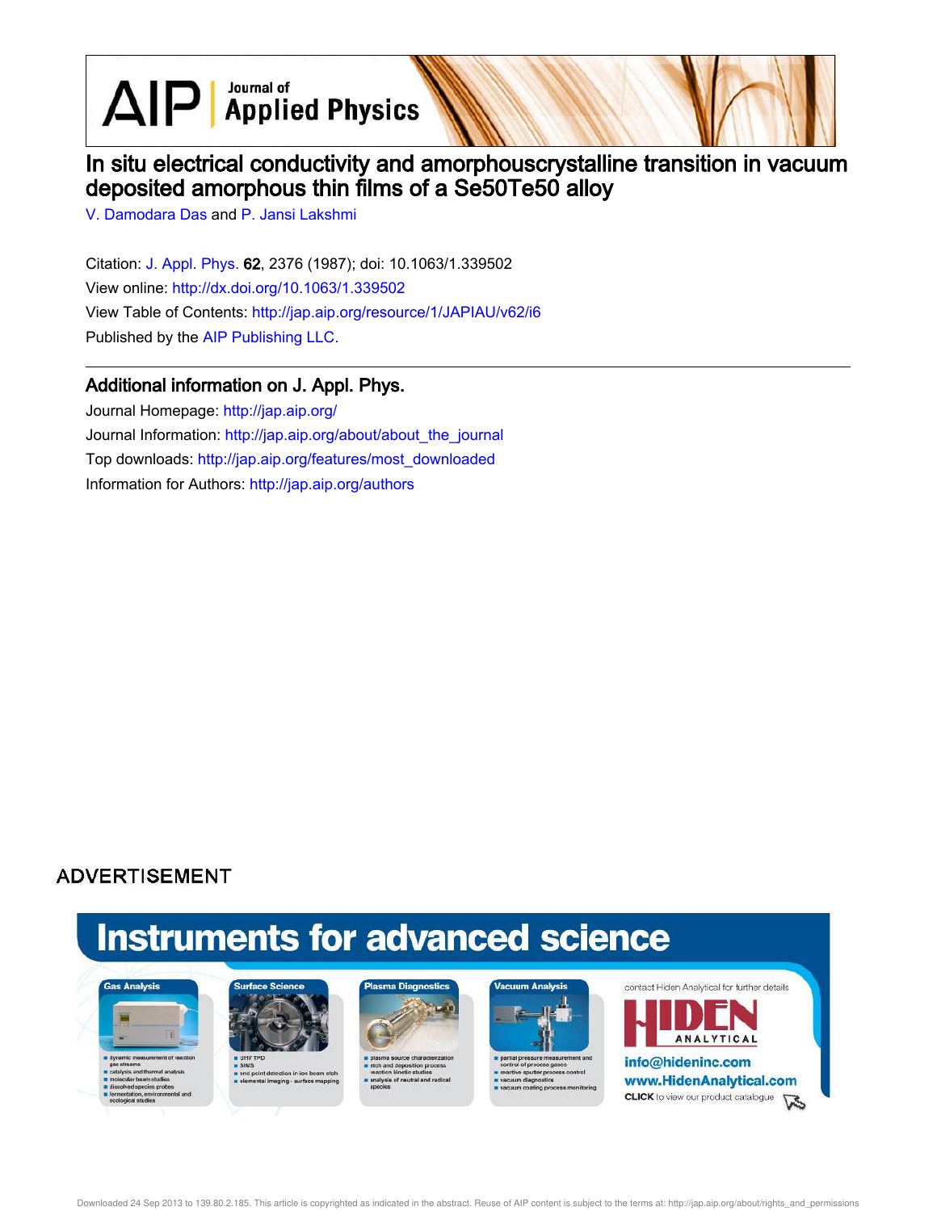AIP Journal of Applied Physics

# In situ electrical conductivity and amorphouscrystalline transition in vacuum deposited amorphous thin films of a Se50Te50 alloy

V. Damodara Das and P. Jansi Lakshmi

Citation: J. Appl. Phys. **62**, 2376 (1987); doi: 10.1063/1.339502
View online: http://dx.doi.org/10.1063/1.339502
View Table of Contents: http://jap.aip.org/resource/1/JAPIAU/v62/i6
Published by the AIP Publishing LLC.

## Additional information on J. Appl. Phys.

Journal Homepage: http://jap.aip.org/
Journal Information: http://jap.aip.org/about/about_the_journal
Top downloads: http://jap.aip.org/features/most_downloaded
Information for Authors: http://jap.aip.org/authors

ADVERTISEMENT

Instruments for advanced science

Gas Analysis
- dynamic measurement of reaction gas streams
- catalysis and thermal analysis
- molecular beam studies
- dissolved species probes
- fermentation, environmental and ecological studies

Surface Science
- UHV TPD
- SIMS
- end point detection in ion beam etch
- elemental imaging - surface mapping

Plasma Diagnostics
- plasma source characterization
- etch and deposition process reaction kinetic studies
- analysis of neutral and radical species

Vacuum Analysis
- partial pressure measurement and control of process gases
- reactive sputter process control
- vacuum diagnostics
- vacuum coating process monitoring

contact Hiden Analytical for further details

HIDEN ANALYTICAL

info@hideninc.com
www.HidenAnalytical.com
CLICK to view our product catalogue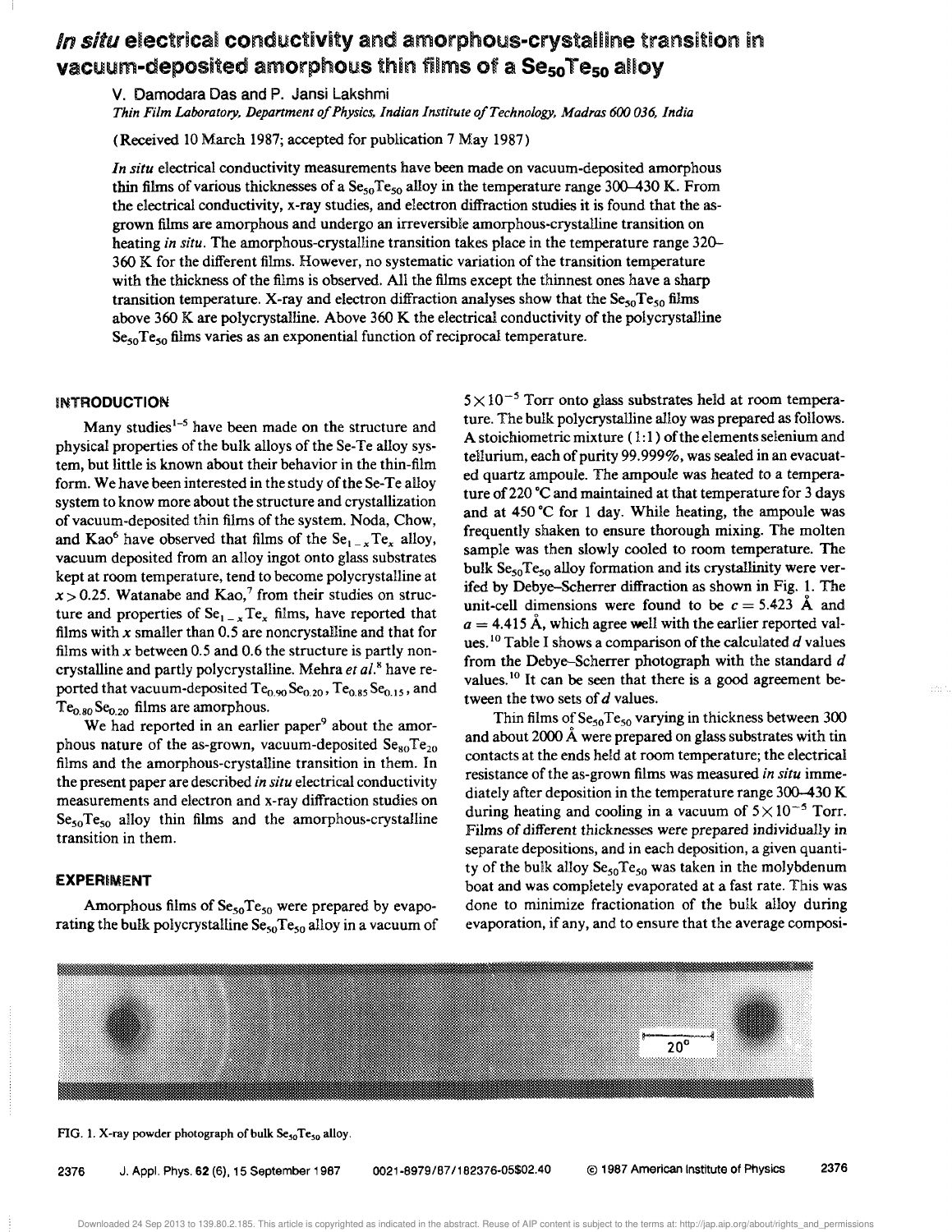# *In situ* electrical conductivity and amorphous-crystalline transition in vacuum-deposited amorphous thin films of a $Se_{50}Te_{50}$ alloy

V. Damodara Das and P. Jansi Lakshmi

*Thin Film Laboratory, Department of Physics, Indian Institute of Technology, Madras 600 036, India*

(Received 10 March 1987; accepted for publication 7 May 1987)

*In situ* electrical conductivity measurements have been made on vacuum-deposited amorphous thin films of various thicknesses of a $Se_{50}Te_{50}$ alloy in the temperature range 300–430 K. From the electrical conductivity, x-ray studies, and electron diffraction studies it is found that the as-grown films are amorphous and undergo an irreversible amorphous-crystalline transition on heating *in situ*. The amorphous-crystalline transition takes place in the temperature range 320–360 K for the different films. However, no systematic variation of the transition temperature with the thickness of the films is observed. All the films except the thinnest ones have a sharp transition temperature. X-ray and electron diffraction analyses show that the $Se_{50}Te_{50}$ films above 360 K are polycrystalline. Above 360 K the electrical conductivity of the polycrystalline $Se_{50}Te_{50}$ films varies as an exponential function of reciprocal temperature.

## INTRODUCTION

Many studies[1–5] have been made on the structure and physical properties of the bulk alloys of the Se-Te alloy system, but little is known about their behavior in the thin-film form. We have been interested in the study of the Se-Te alloy system to know more about the structure and crystallization of vacuum-deposited thin films of the system. Noda, Chow, and Kao[6] have observed that films of the $Se_{1-x}Te_x$ alloy, vacuum deposited from an alloy ingot onto glass substrates kept at room temperature, tend to become polycrystalline at $x > 0.25$. Watanabe and Kao,[7] from their studies on structure and properties of $Se_{1-x}Te_x$ films, have reported that films with $x$ smaller than 0.5 are noncrystalline and that for films with $x$ between 0.5 and 0.6 the structure is partly noncrystalline and partly polycrystalline. Mehra *et al.*[8] have reported that vacuum-deposited $Te_{0.90}Se_{0.20}$, $Te_{0.85}Se_{0.15}$, and $Te_{0.80}Se_{0.20}$ films are amorphous.

We had reported in an earlier paper[9] about the amorphous nature of the as-grown, vacuum-deposited $Se_{80}Te_{20}$ films and the amorphous-crystalline transition in them. In the present paper are described *in situ* electrical conductivity measurements and electron and x-ray diffraction studies on $Se_{50}Te_{50}$ alloy thin films and the amorphous-crystalline transition in them.

## EXPERIMENT

Amorphous films of $Se_{50}Te_{50}$ were prepared by evaporating the bulk polycrystalline $Se_{50}Te_{50}$ alloy in a vacuum of $5 \times 10^{-5}$ Torr onto glass substrates held at room temperature. The bulk polycrystalline alloy was prepared as follows. A stoichiometric mixture (1:1) of the elements selenium and tellurium, each of purity 99.999%, was sealed in an evacuated quartz ampoule. The ampoule was heated to a temperature of 220 °C and maintained at that temperature for 3 days and at 450 °C for 1 day. While heating, the ampoule was frequently shaken to ensure thorough mixing. The molten sample was then slowly cooled to room temperature. The bulk $Se_{50}Te_{50}$ alloy formation and its crystallinity were verifed by Debye–Scherrer diffraction as shown in Fig. 1. The unit-cell dimensions were found to be $c = 5.423$ Å and $a = 4.415$ Å, which agree well with the earlier reported values.[10] Table I shows a comparison of the calculated $d$ values from the Debye–Scherrer photograph with the standard $d$ values.[10] It can be seen that there is a good agreement between the two sets of $d$ values.

Thin films of $Se_{50}Te_{50}$ varying in thickness between 300 and about 2000 Å were prepared on glass substrates with tin contacts at the ends held at room temperature; the electrical resistance of the as-grown films was measured *in situ* immediately after deposition in the temperature range 300–430 K during heating and cooling in a vacuum of $5 \times 10^{-5}$ Torr. Films of different thicknesses were prepared individually in separate depositions, and in each deposition, a given quantity of the bulk alloy $Se_{50}Te_{50}$ was taken in the molybdenum boat and was completely evaporated at a fast rate. This was done to minimize fractionation of the bulk alloy during evaporation, if any, and to ensure that the average composi-

FIG. 1. X-ray powder photograph of bulk $Se_{50}Te_{50}$ alloy.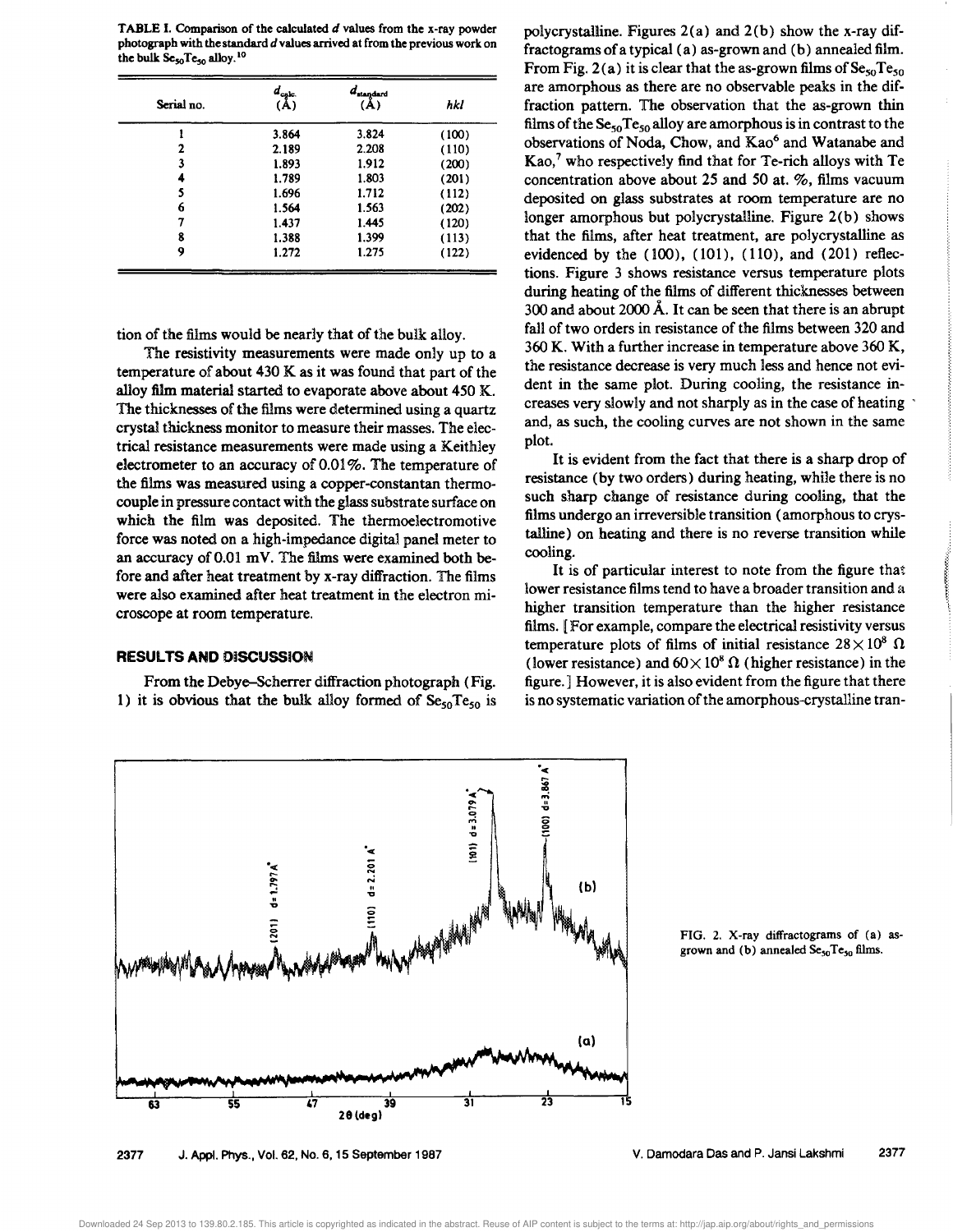TABLE I. Comparison of the calculated $d$ values from the x-ray powder photograph with the standard $d$ values arrived at from the previous work on the bulk $Se_{50}Te_{50}$ alloy.[10]

| Serial no. | $d_{calc.}$ (Å) | $d_{standard}$ (Å) | $hkl$ |
|---|---|---|---|
| 1 | 3.864 | 3.824 | (100) |
| 2 | 2.189 | 2.208 | (110) |
| 3 | 1.893 | 1.912 | (200) |
| 4 | 1.789 | 1.803 | (201) |
| 5 | 1.696 | 1.712 | (112) |
| 6 | 1.564 | 1.563 | (202) |
| 7 | 1.437 | 1.445 | (120) |
| 8 | 1.388 | 1.399 | (113) |
| 9 | 1.272 | 1.275 | (122) |

tion of the films would be nearly that of the bulk alloy.

The resistivity measurements were made only up to a temperature of about 430 K as it was found that part of the alloy film material started to evaporate above about 450 K. The thicknesses of the films were determined using a quartz crystal thickness monitor to measure their masses. The electrical resistance measurements were made using a Keithley electrometer to an accuracy of 0.01%. The temperature of the films was measured using a copper-constantan thermocouple in pressure contact with the glass substrate surface on which the film was deposited. The thermoelectromotive force was noted on a high-impedance digital panel meter to an accuracy of 0.01 mV. The films were examined both before and after heat treatment by x-ray diffraction. The films were also examined after heat treatment in the electron microscope at room temperature.

## RESULTS AND DISCUSSION

From the Debye–Scherrer diffraction photograph (Fig. 1) it is obvious that the bulk alloy formed of $Se_{50}Te_{50}$ is polycrystalline. Figures 2(a) and 2(b) show the x-ray diffractograms of a typical (a) as-grown and (b) annealed film. From Fig. 2(a) it is clear that the as-grown films of $Se_{50}Te_{50}$ are amorphous as there are no observable peaks in the diffraction pattern. The observation that the as-grown thin films of the $Se_{50}Te_{50}$ alloy are amorphous is in contrast to the observations of Noda, Chow, and Kao[6] and Watanabe and Kao,[7] who respectively find that for Te-rich alloys with Te concentration above about 25 and 50 at. %, films vacuum deposited on glass substrates at room temperature are no longer amorphous but polycrystalline. Figure 2(b) shows that the films, after heat treatment, are polycrystalline as evidenced by the (100), (101), (110), and (201) reflections. Figure 3 shows resistance versus temperature plots during heating of the films of different thicknesses between 300 and about 2000 Å. It can be seen that there is an abrupt fall of two orders in resistance of the films between 320 and 360 K. With a further increase in temperature above 360 K, the resistance decrease is very much less and hence not evident in the same plot. During cooling, the resistance increases very slowly and not sharply as in the case of heating and, as such, the cooling curves are not shown in the same plot.

It is evident from the fact that there is a sharp drop of resistance (by two orders) during heating, while there is no such sharp change of resistance during cooling, that the films undergo an irreversible transition (amorphous to crystalline) on heating and there is no reverse transition while cooling.

It is of particular interest to note from the figure that lower resistance films tend to have a broader transition and a higher transition temperature than the higher resistance films. [For example, compare the electrical resistivity versus temperature plots of films of initial resistance $28\times10^{8}$ Ω (lower resistance) and $60\times10^{8}$ Ω (higher resistance) in the figure.] However, it is also evident from the figure that there is no systematic variation of the amorphous-crystalline tran-

FIG. 2. X-ray diffractograms of (a) as-grown and (b) annealed $Se_{50}Te_{50}$ films.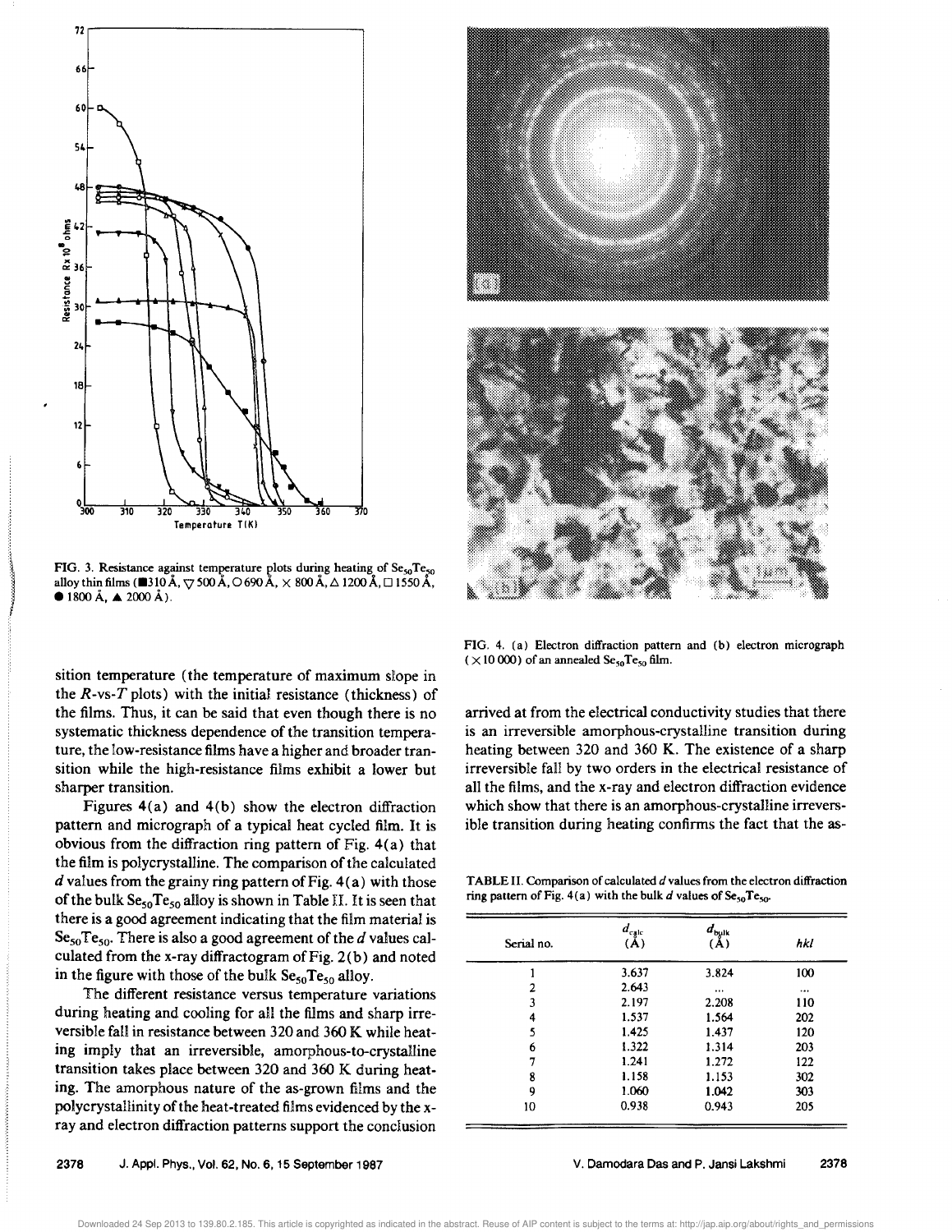FIG. 3. Resistance against temperature plots during heating of $Se_{50}Te_{50}$ alloy thin films (■310 Å, ▽500 Å, ○690 Å, × 800 Å, △1200 Å, □1550 Å, ● 1800 Å, ▲ 2000 Å).

FIG. 4. (a) Electron diffraction pattern and (b) electron micrograph (×10 000) of an annealed $Se_{50}Te_{50}$ film.

sition temperature (the temperature of maximum slope in the $R$-vs-$T$ plots) with the initial resistance (thickness) of the films. Thus, it can be said that even though there is no systematic thickness dependence of the transition temperature, the low-resistance films have a higher and broader transition while the high-resistance films exhibit a lower but sharper transition.

Figures 4(a) and 4(b) show the electron diffraction pattern and micrograph of a typical heat cycled film. It is obvious from the diffraction ring pattern of Fig. 4(a) that the film is polycrystalline. The comparison of the calculated $d$ values from the grainy ring pattern of Fig. 4(a) with those of the bulk $Se_{50}Te_{50}$ alloy is shown in Table II. It is seen that there is a good agreement indicating that the film material is $Se_{50}Te_{50}$. There is also a good agreement of the $d$ values calculated from the x-ray diffractogram of Fig. 2(b) and noted in the figure with those of the bulk $Se_{50}Te_{50}$ alloy.

The different resistance versus temperature variations during heating and cooling for all the films and sharp irreversible fall in resistance between 320 and 360 K while heating imply that an irreversible, amorphous-to-crystalline transition takes place between 320 and 360 K during heating. The amorphous nature of the as-grown films and the polycrystallinity of the heat-treated films evidenced by the x-ray and electron diffraction patterns support the conclusion arrived at from the electrical conductivity studies that there is an irreversible amorphous-crystalline transition during heating between 320 and 360 K. The existence of a sharp irreversible fall by two orders in the electrical resistance of all the films, and the x-ray and electron diffraction evidence which show that there is an amorphous-crystalline irreversible transition during heating confirms the fact that the as-

TABLE II. Comparison of calculated $d$ values from the electron diffraction ring pattern of Fig. 4(a) with the bulk $d$ values of $Se_{50}Te_{50}$.

| Serial no. | $d_{calc}$ (Å) | $d_{bulk}$ (Å) | $hkl$ |
|---|---|---|---|
| 1 | 3.637 | 3.824 | 100 |
| 2 | 2.643 | ... | ... |
| 3 | 2.197 | 2.208 | 110 |
| 4 | 1.537 | 1.564 | 202 |
| 5 | 1.425 | 1.437 | 120 |
| 6 | 1.322 | 1.314 | 203 |
| 7 | 1.241 | 1.272 | 122 |
| 8 | 1.158 | 1.153 | 302 |
| 9 | 1.060 | 1.042 | 303 |
| 10 | 0.938 | 0.943 | 205 |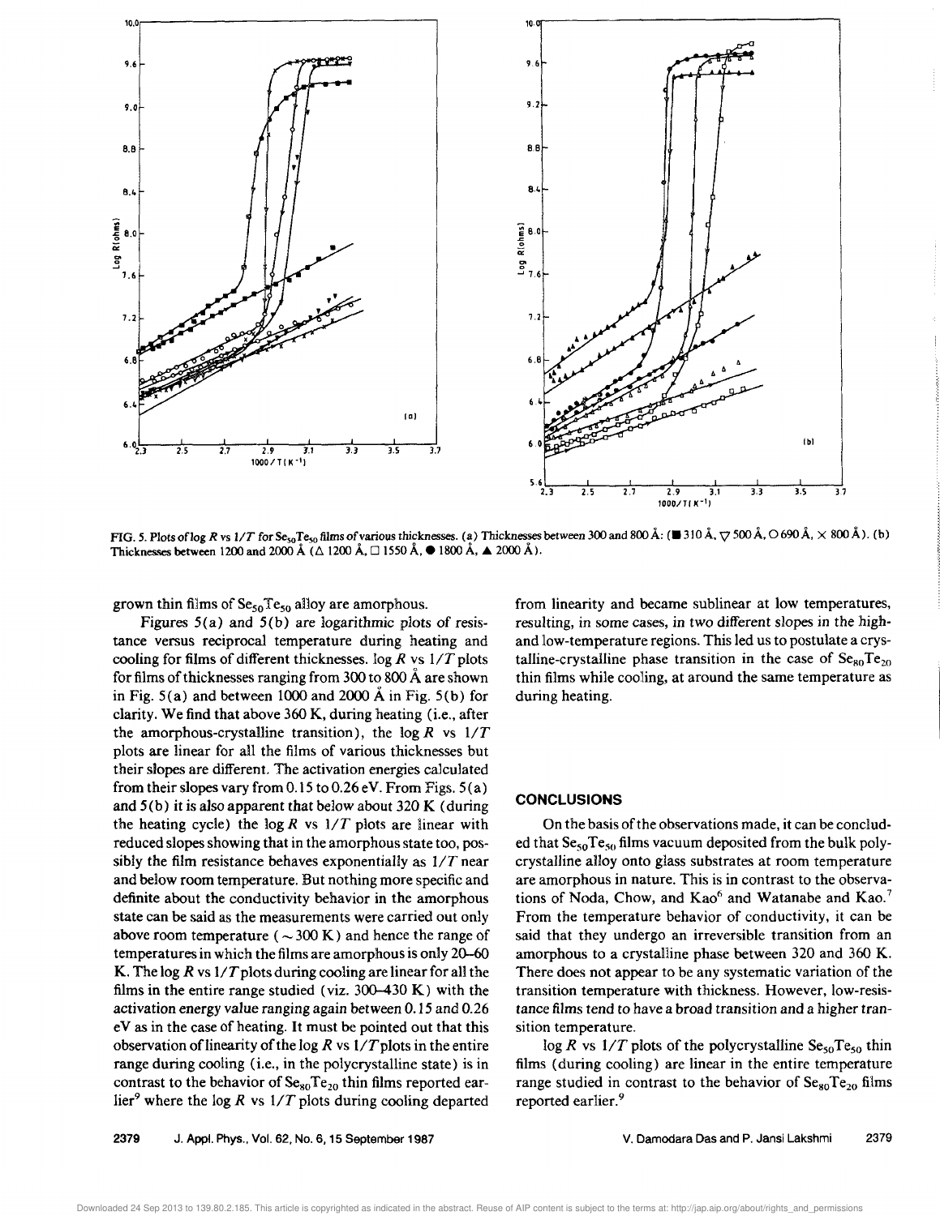FIG. 5. Plots of log $R$ vs $1/T$ for $Se_{50}Te_{50}$ films of various thicknesses. (a) Thicknesses between 300 and 800 Å: (■ 310 Å, ▽ 500 Å, ○ 690 Å, × 800 Å). (b) Thicknesses between 1200 and 2000 Å (△ 1200 Å, □ 1550 Å, ● 1800 Å, ▲ 2000 Å).

grown thin films of $Se_{50}Te_{50}$ alloy are amorphous.

Figures 5(a) and 5(b) are logarithmic plots of resistance versus reciprocal temperature during heating and cooling for films of different thicknesses. log $R$ vs $1/T$ plots for films of thicknesses ranging from 300 to 800 Å are shown in Fig. 5(a) and between 1000 and 2000 Å in Fig. 5(b) for clarity. We find that above 360 K, during heating (i.e., after the amorphous-crystalline transition), the log $R$ vs $1/T$ plots are linear for all the films of various thicknesses but their slopes are different. The activation energies calculated from their slopes vary from 0.15 to 0.26 eV. From Figs. 5(a) and 5(b) it is also apparent that below about 320 K (during the heating cycle) the log $R$ vs $1/T$ plots are linear with reduced slopes showing that in the amorphous state too, possibly the film resistance behaves exponentially as $1/T$ near and below room temperature. But nothing more specific and definite about the conductivity behavior in the amorphous state can be said as the measurements were carried out only above room temperature ($\sim 300$ K) and hence the range of temperatures in which the films are amorphous is only 20–60 K. The log $R$ vs $1/T$ plots during cooling are linear for all the films in the entire range studied (viz. 300–430 K) with the activation energy value ranging again between 0.15 and 0.26 eV as in the case of heating. It must be pointed out that this observation of linearity of the log $R$ vs $1/T$ plots in the entire range during cooling (i.e., in the polycrystalline state) is in contrast to the behavior of $Se_{80}Te_{20}$ thin films reported earlier[9] where the log $R$ vs $1/T$ plots during cooling departed from linearity and became sublinear at low temperatures, resulting, in some cases, in two different slopes in the high- and low-temperature regions. This led us to postulate a crystalline-crystalline phase transition in the case of $Se_{80}Te_{20}$ thin films while cooling, at around the same temperature as during heating.

## CONCLUSIONS

On the basis of the observations made, it can be concluded that $Se_{50}Te_{50}$ films vacuum deposited from the bulk polycrystalline alloy onto glass substrates at room temperature are amorphous in nature. This is in contrast to the observations of Noda, Chow, and Kao[6] and Watanabe and Kao.[7] From the temperature behavior of conductivity, it can be said that they undergo an irreversible transition from an amorphous to a crystalline phase between 320 and 360 K. There does not appear to be any systematic variation of the transition temperature with thickness. However, low-resistance films tend to have a broad transition and a higher transition temperature.

log $R$ vs $1/T$ plots of the polycrystalline $Se_{50}Te_{50}$ thin films (during cooling) are linear in the entire temperature range studied in contrast to the behavior of $Se_{80}Te_{20}$ films reported earlier.[9]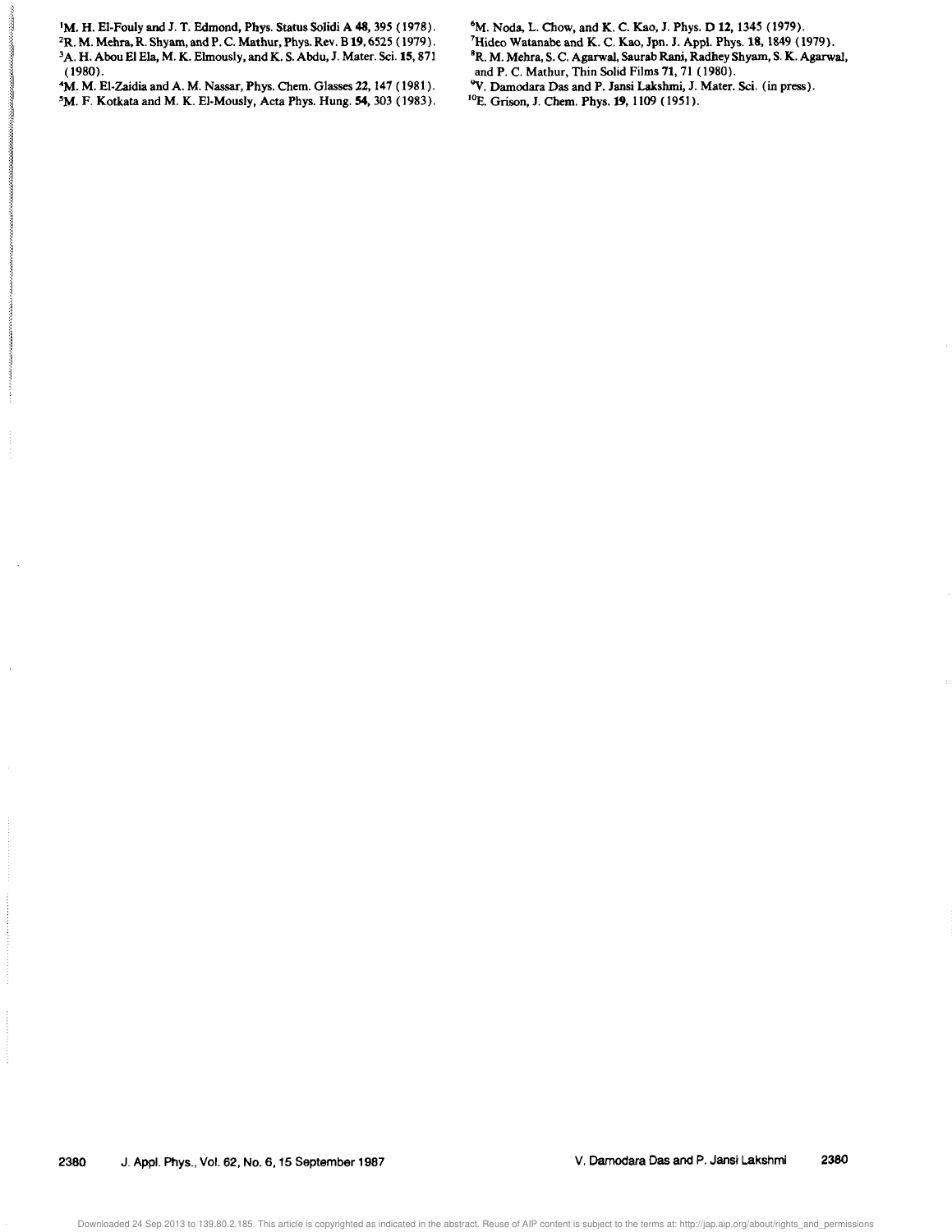[1]M. H. El-Fouly and J. T. Edmond, Phys. Status Solidi A **48**, 395 (1978).

[2]R. M. Mehra, R. Shyam, and P. C. Mathur, Phys. Rev. B **19**, 6525 (1979).

[3]A. H. Abou El Ela, M. K. Elmously, and K. S. Abdu, J. Mater. Sci. **15**, 871 (1980).

[4]M. M. El-Zaidia and A. M. Nassar, Phys. Chem. Glasses **22**, 147 (1981).

[5]M. F. Kotkata and M. K. El-Mously, Acta Phys. Hung. **54**, 303 (1983).

[6]M. Noda, L. Chow, and K. C. Kao, J. Phys. D **12**, 1345 (1979).

[7]Hideo Watanabe and K. C. Kao, Jpn. J. Appl. Phys. **18**, 1849 (1979).

[8]R. M. Mehra, S. C. Agarwal, Saurab Rani, Radhey Shyam, S. K. Agarwal, and P. C. Mathur, Thin Solid Films **71**, 71 (1980).

[9]V. Damodara Das and P. Jansi Lakshmi, J. Mater. Sci. (in press).

[10]E. Grison, J. Chem. Phys. **19**, 1109 (1951).